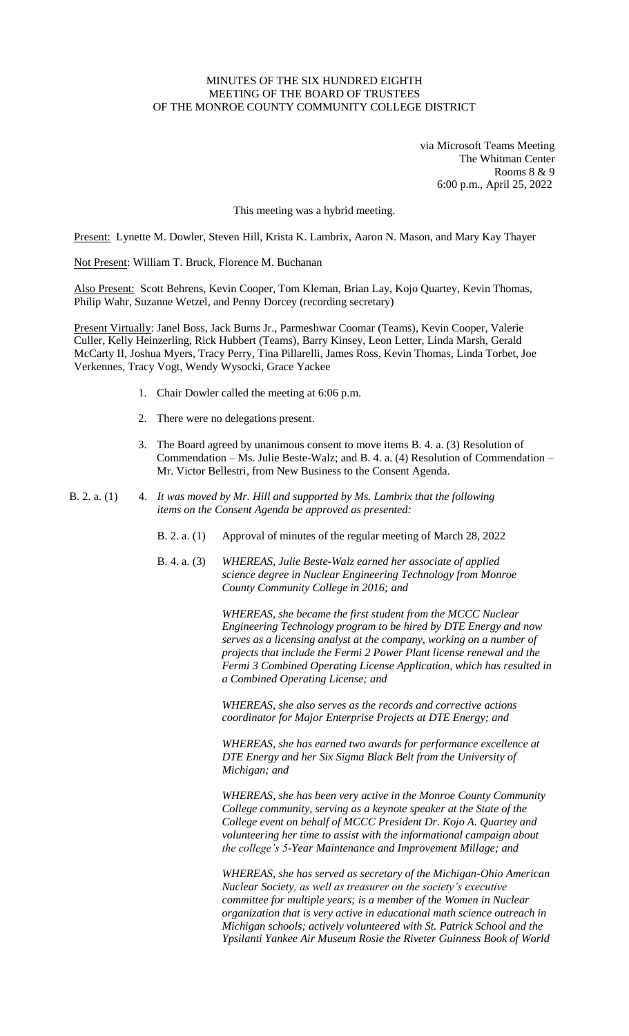MINUTES OF THE SIX HUNDRED EIGHTH
MEETING OF THE BOARD OF TRUSTEES
OF THE MONROE COUNTY COMMUNITY COLLEGE DISTRICT

via Microsoft Teams Meeting
The Whitman Center
Rooms 8 & 9
6:00 p.m., April 25, 2022

This meeting was a hybrid meeting.

Present: Lynette M. Dowler, Steven Hill, Krista K. Lambrix, Aaron N. Mason, and Mary Kay Thayer

Not Present: William T. Bruck, Florence M. Buchanan

Also Present: Scott Behrens, Kevin Cooper, Tom Kleman, Brian Lay, Kojo Quartey, Kevin Thomas, Philip Wahr, Suzanne Wetzel, and Penny Dorcey (recording secretary)

Present Virtually: Janel Boss, Jack Burns Jr., Parmeshwar Coomar (Teams), Kevin Cooper, Valerie Culler, Kelly Heinzerling, Rick Hubbert (Teams), Barry Kinsey, Leon Letter, Linda Marsh, Gerald McCarty II, Joshua Myers, Tracy Perry, Tina Pillarelli, James Ross, Kevin Thomas, Linda Torbet, Joe Verkennes, Tracy Vogt, Wendy Wysocki, Grace Yackee

1. Chair Dowler called the meeting at 6:06 p.m.

2. There were no delegations present.

3. The Board agreed by unanimous consent to move items B. 4. a. (3) Resolution of Commendation – Ms. Julie Beste-Walz; and B. 4. a. (4) Resolution of Commendation – Mr. Victor Bellestri, from New Business to the Consent Agenda.

B. 2. a. (1) 4. *It was moved by Mr. Hill and supported by Ms. Lambrix that the following items on the Consent Agenda be approved as presented:*

B. 2. a. (1) Approval of minutes of the regular meeting of March 28, 2022

B. 4. a. (3) *WHEREAS, Julie Beste-Walz earned her associate of applied science degree in Nuclear Engineering Technology from Monroe County Community College in 2016; and*

*WHEREAS, she became the first student from the MCCC Nuclear Engineering Technology program to be hired by DTE Energy and now serves as a licensing analyst at the company, working on a number of projects that include the Fermi 2 Power Plant license renewal and the Fermi 3 Combined Operating License Application, which has resulted in a Combined Operating License; and*

*WHEREAS, she also serves as the records and corrective actions coordinator for Major Enterprise Projects at DTE Energy; and*

*WHEREAS, she has earned two awards for performance excellence at DTE Energy and her Six Sigma Black Belt from the University of Michigan; and*

*WHEREAS, she has been very active in the Monroe County Community College community, serving as a keynote speaker at the State of the College event on behalf of MCCC President Dr. Kojo A. Quartey and volunteering her time to assist with the informational campaign about the college's 5-Year Maintenance and Improvement Millage; and*

*WHEREAS, she has served as secretary of the Michigan-Ohio American Nuclear Society, as well as treasurer on the society's executive committee for multiple years; is a member of the Women in Nuclear organization that is very active in educational math science outreach in Michigan schools; actively volunteered with St. Patrick School and the Ypsilanti Yankee Air Museum Rosie the Riveter Guinness Book of World*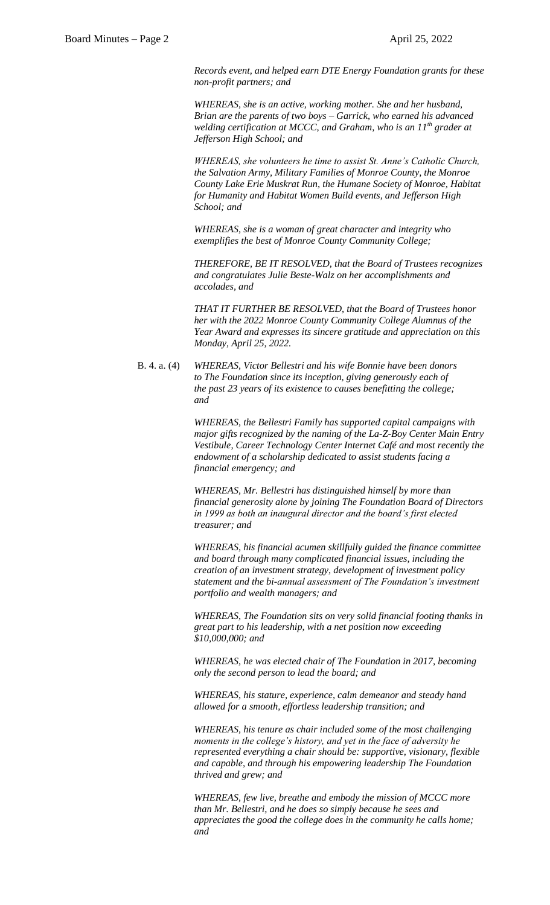*Records event, and helped earn DTE Energy Foundation grants for these non-profit partners; and*

*WHEREAS, she is an active, working mother. She and her husband, Brian are the parents of two boys – Garrick, who earned his advanced welding certification at MCCC, and Graham, who is an 11th grader at Jefferson High School; and*

*WHEREAS, she volunteers he time to assist St. Anne's Catholic Church, the Salvation Army, Military Families of Monroe County, the Monroe County Lake Erie Muskrat Run, the Humane Society of Monroe, Habitat for Humanity and Habitat Women Build events, and Jefferson High School; and*

*WHEREAS, she is a woman of great character and integrity who exemplifies the best of Monroe County Community College;*

*THEREFORE, BE IT RESOLVED, that the Board of Trustees recognizes and congratulates Julie Beste-Walz on her accomplishments and accolades, and*

*THAT IT FURTHER BE RESOLVED, that the Board of Trustees honor her with the 2022 Monroe County Community College Alumnus of the Year Award and expresses its sincere gratitude and appreciation on this Monday, April 25, 2022.*

B. 4. a. (4) *WHEREAS, Victor Bellestri and his wife Bonnie have been donors to The Foundation since its inception, giving generously each of the past 23 years of its existence to causes benefitting the college; and*

*WHEREAS, the Bellestri Family has supported capital campaigns with major gifts recognized by the naming of the La-Z-Boy Center Main Entry Vestibule, Career Technology Center Internet Café and most recently the endowment of a scholarship dedicated to assist students facing a financial emergency; and*

*WHEREAS, Mr. Bellestri has distinguished himself by more than financial generosity alone by joining The Foundation Board of Directors in 1999 as both an inaugural director and the board's first elected treasurer; and*

*WHEREAS, his financial acumen skillfully guided the finance committee and board through many complicated financial issues, including the creation of an investment strategy, development of investment policy statement and the bi-annual assessment of The Foundation's investment portfolio and wealth managers; and*

*WHEREAS, The Foundation sits on very solid financial footing thanks in great part to his leadership, with a net position now exceeding $10,000,000; and*

*WHEREAS, he was elected chair of The Foundation in 2017, becoming only the second person to lead the board; and*

*WHEREAS, his stature, experience, calm demeanor and steady hand allowed for a smooth, effortless leadership transition; and*

*WHEREAS, his tenure as chair included some of the most challenging moments in the college's history, and yet in the face of adversity he represented everything a chair should be: supportive, visionary, flexible and capable, and through his empowering leadership The Foundation thrived and grew; and*

*WHEREAS, few live, breathe and embody the mission of MCCC more than Mr. Bellestri, and he does so simply because he sees and appreciates the good the college does in the community he calls home; and*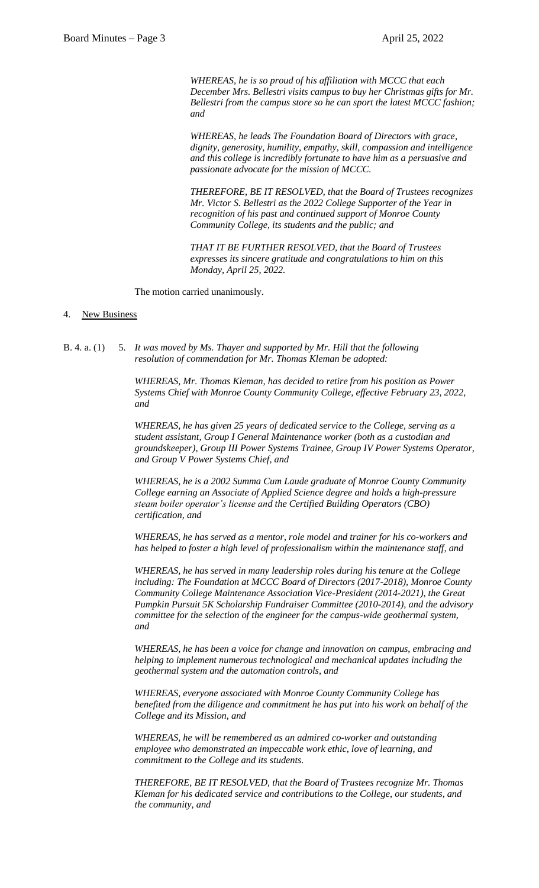*WHEREAS, he is so proud of his affiliation with MCCC that each December Mrs. Bellestri visits campus to buy her Christmas gifts for Mr. Bellestri from the campus store so he can sport the latest MCCC fashion; and*

*WHEREAS, he leads The Foundation Board of Directors with grace, dignity, generosity, humility, empathy, skill, compassion and intelligence and this college is incredibly fortunate to have him as a persuasive and passionate advocate for the mission of MCCC.*

*THEREFORE, BE IT RESOLVED, that the Board of Trustees recognizes Mr. Victor S. Bellestri as the 2022 College Supporter of the Year in recognition of his past and continued support of Monroe County Community College, its students and the public; and*

*THAT IT BE FURTHER RESOLVED, that the Board of Trustees expresses its sincere gratitude and congratulations to him on this Monday, April 25, 2022.*

The motion carried unanimously.

4. New Business

B. 4. a. (1) 5. *It was moved by Ms. Thayer and supported by Mr. Hill that the following resolution of commendation for Mr. Thomas Kleman be adopted:*

*WHEREAS, Mr. Thomas Kleman, has decided to retire from his position as Power Systems Chief with Monroe County Community College, effective February 23, 2022, and*

*WHEREAS, he has given 25 years of dedicated service to the College, serving as a student assistant, Group I General Maintenance worker (both as a custodian and groundskeeper), Group III Power Systems Trainee, Group IV Power Systems Operator, and Group V Power Systems Chief, and*

*WHEREAS, he is a 2002 Summa Cum Laude graduate of Monroe County Community College earning an Associate of Applied Science degree and holds a high-pressure steam boiler operator's license and the Certified Building Operators (CBO) certification, and*

*WHEREAS, he has served as a mentor, role model and trainer for his co-workers and has helped to foster a high level of professionalism within the maintenance staff, and*

*WHEREAS, he has served in many leadership roles during his tenure at the College including: The Foundation at MCCC Board of Directors (2017-2018), Monroe County Community College Maintenance Association Vice-President (2014-2021), the Great Pumpkin Pursuit 5K Scholarship Fundraiser Committee (2010-2014), and the advisory committee for the selection of the engineer for the campus-wide geothermal system, and*

*WHEREAS, he has been a voice for change and innovation on campus, embracing and helping to implement numerous technological and mechanical updates including the geothermal system and the automation controls, and*

*WHEREAS, everyone associated with Monroe County Community College has benefited from the diligence and commitment he has put into his work on behalf of the College and its Mission, and*

*WHEREAS, he will be remembered as an admired co-worker and outstanding employee who demonstrated an impeccable work ethic, love of learning, and commitment to the College and its students.*

*THEREFORE, BE IT RESOLVED, that the Board of Trustees recognize Mr. Thomas Kleman for his dedicated service and contributions to the College, our students, and the community, and*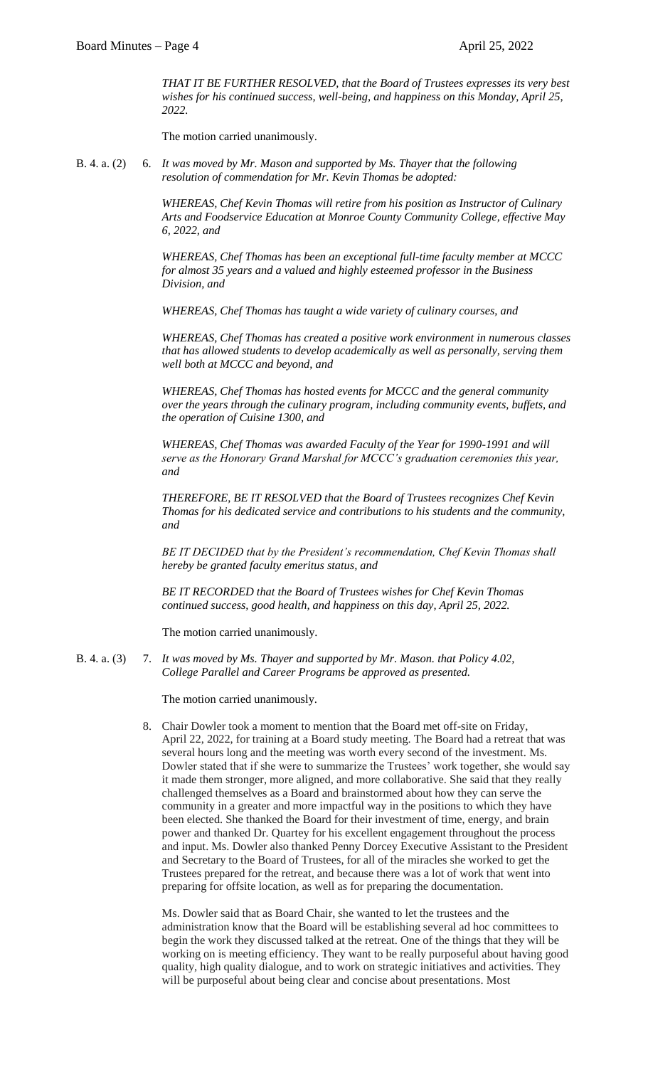*THAT IT BE FURTHER RESOLVED, that the Board of Trustees expresses its very best wishes for his continued success, well-being, and happiness on this Monday, April 25, 2022.*

The motion carried unanimously.

B. 4. a. (2) 6. *It was moved by Mr. Mason and supported by Ms. Thayer that the following resolution of commendation for Mr. Kevin Thomas be adopted:*

*WHEREAS, Chef Kevin Thomas will retire from his position as Instructor of Culinary Arts and Foodservice Education at Monroe County Community College, effective May 6, 2022, and*

*WHEREAS, Chef Thomas has been an exceptional full-time faculty member at MCCC for almost 35 years and a valued and highly esteemed professor in the Business Division, and*

*WHEREAS, Chef Thomas has taught a wide variety of culinary courses, and*

*WHEREAS, Chef Thomas has created a positive work environment in numerous classes that has allowed students to develop academically as well as personally, serving them well both at MCCC and beyond, and*

*WHEREAS, Chef Thomas has hosted events for MCCC and the general community over the years through the culinary program, including community events, buffets, and the operation of Cuisine 1300, and*

*WHEREAS, Chef Thomas was awarded Faculty of the Year for 1990-1991 and will serve as the Honorary Grand Marshal for MCCC's graduation ceremonies this year, and*

*THEREFORE, BE IT RESOLVED that the Board of Trustees recognizes Chef Kevin Thomas for his dedicated service and contributions to his students and the community, and*

*BE IT DECIDED that by the President's recommendation, Chef Kevin Thomas shall hereby be granted faculty emeritus status, and*

*BE IT RECORDED that the Board of Trustees wishes for Chef Kevin Thomas continued success, good health, and happiness on this day, April 25, 2022.*

The motion carried unanimously.

B. 4. a. (3) 7. *It was moved by Ms. Thayer and supported by Mr. Mason. that Policy 4.02, College Parallel and Career Programs be approved as presented.*

The motion carried unanimously.

8. Chair Dowler took a moment to mention that the Board met off-site on Friday, April 22, 2022, for training at a Board study meeting. The Board had a retreat that was several hours long and the meeting was worth every second of the investment. Ms. Dowler stated that if she were to summarize the Trustees' work together, she would say it made them stronger, more aligned, and more collaborative. She said that they really challenged themselves as a Board and brainstormed about how they can serve the community in a greater and more impactful way in the positions to which they have been elected. She thanked the Board for their investment of time, energy, and brain power and thanked Dr. Quartey for his excellent engagement throughout the process and input. Ms. Dowler also thanked Penny Dorcey Executive Assistant to the President and Secretary to the Board of Trustees, for all of the miracles she worked to get the Trustees prepared for the retreat, and because there was a lot of work that went into preparing for offsite location, as well as for preparing the documentation.

   Ms. Dowler said that as Board Chair, she wanted to let the trustees and the administration know that the Board will be establishing several ad hoc committees to begin the work they discussed talked at the retreat. One of the things that they will be working on is meeting efficiency. They want to be really purposeful about having good quality, high quality dialogue, and to work on strategic initiatives and activities. They will be purposeful about being clear and concise about presentations. Most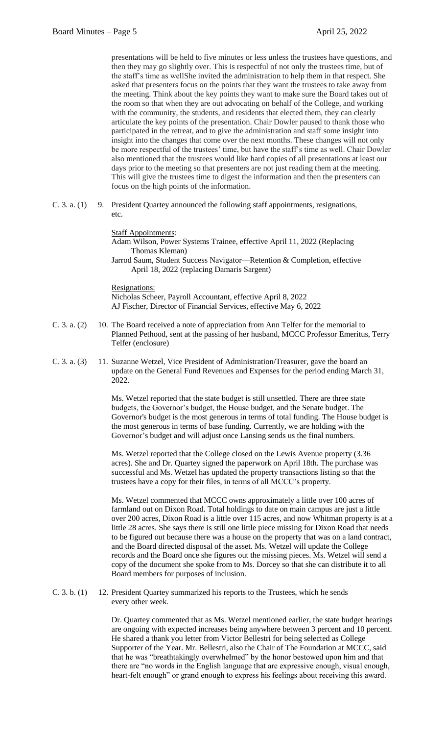presentations will be held to five minutes or less unless the trustees have questions, and then they may go slightly over. This is respectful of not only the trustees time, but of the staff's time as wellShe invited the administration to help them in that respect. She asked that presenters focus on the points that they want the trustees to take away from the meeting. Think about the key points they want to make sure the Board takes out of the room so that when they are out advocating on behalf of the College, and working with the community, the students, and residents that elected them, they can clearly articulate the key points of the presentation. Chair Dowler paused to thank those who participated in the retreat, and to give the administration and staff some insight into insight into the changes that come over the next months. These changes will not only be more respectful of the trustees' time, but have the staff's time as well. Chair Dowler also mentioned that the trustees would like hard copies of all presentations at least our days prior to the meeting so that presenters are not just reading them at the meeting. This will give the trustees time to digest the information and then the presenters can focus on the high points of the information.

C. 3. a. (1) 9. President Quartey announced the following staff appointments, resignations, etc.

Staff Appointments:
Adam Wilson, Power Systems Trainee, effective April 11, 2022 (Replacing Thomas Kleman)
Jarrod Saum, Student Success Navigator—Retention & Completion, effective April 18, 2022 (replacing Damaris Sargent)

Resignations:
Nicholas Scheer, Payroll Accountant, effective April 8, 2022
AJ Fischer, Director of Financial Services, effective May 6, 2022

C. 3. a. (2) 10. The Board received a note of appreciation from Ann Telfer for the memorial to Planned Pethood, sent at the passing of her husband, MCCC Professor Emeritus, Terry Telfer (enclosure)

C. 3. a. (3) 11. Suzanne Wetzel, Vice President of Administration/Treasurer, gave the board an update on the General Fund Revenues and Expenses for the period ending March 31, 2022.

Ms. Wetzel reported that the state budget is still unsettled. There are three state budgets, the Governor's budget, the House budget, and the Senate budget. The Governor's budget is the most generous in terms of total funding. The House budget is the most generous in terms of base funding. Currently, we are holding with the Governor's budget and will adjust once Lansing sends us the final numbers.

Ms. Wetzel reported that the College closed on the Lewis Avenue property (3.36 acres). She and Dr. Quartey signed the paperwork on April 18th. The purchase was successful and Ms. Wetzel has updated the property transactions listing so that the trustees have a copy for their files, in terms of all MCCC's property.

Ms. Wetzel commented that MCCC owns approximately a little over 100 acres of farmland out on Dixon Road. Total holdings to date on main campus are just a little over 200 acres, Dixon Road is a little over 115 acres, and now Whitman property is at a little 28 acres. She says there is still one little piece missing for Dixon Road that needs to be figured out because there was a house on the property that was on a land contract, and the Board directed disposal of the asset. Ms. Wetzel will update the College records and the Board once she figures out the missing pieces. Ms. Wetzel will send a copy of the document she spoke from to Ms. Dorcey so that she can distribute it to all Board members for purposes of inclusion.

C. 3. b. (1) 12. President Quartey summarized his reports to the Trustees, which he sends every other week.

Dr. Quartey commented that as Ms. Wetzel mentioned earlier, the state budget hearings are ongoing with expected increases being anywhere between 3 percent and 10 percent. He shared a thank you letter from Victor Bellestri for being selected as College Supporter of the Year. Mr. Bellestri, also the Chair of The Foundation at MCCC, said that he was "breathtakingly overwhelmed" by the honor bestowed upon him and that there are "no words in the English language that are expressive enough, visual enough, heart-felt enough" or grand enough to express his feelings about receiving this award.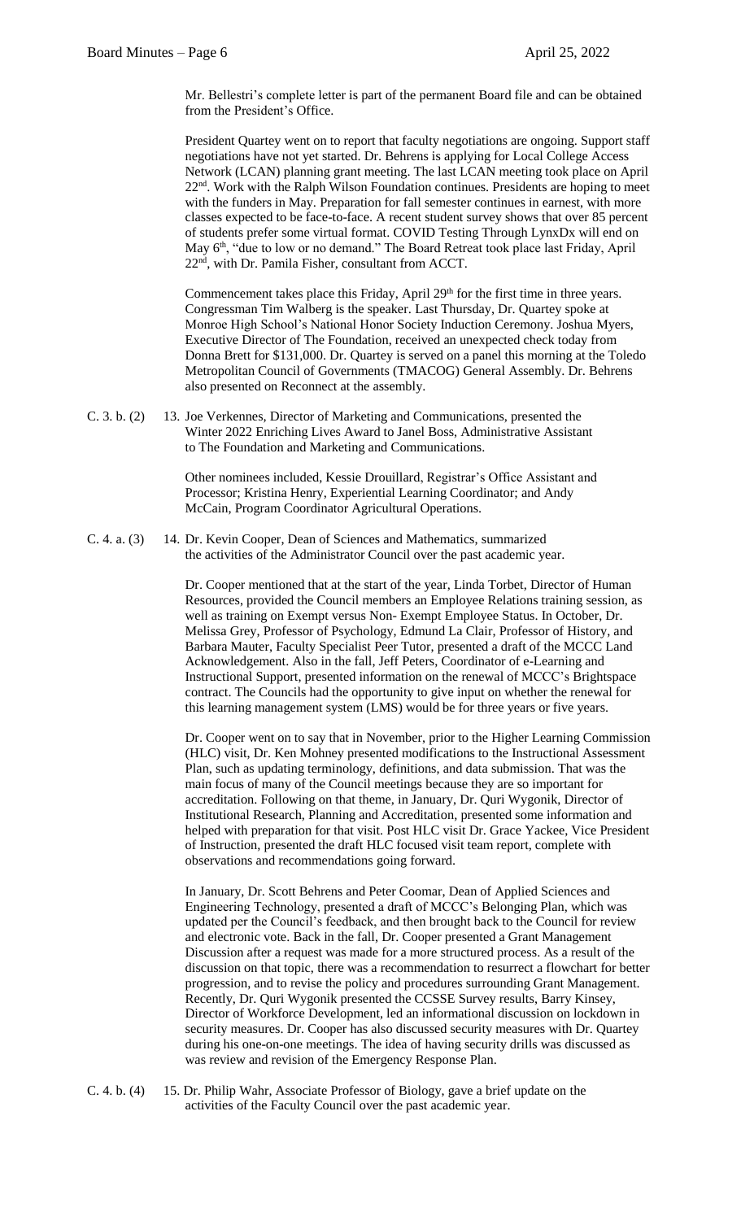Mr. Bellestri's complete letter is part of the permanent Board file and can be obtained from the President's Office.

President Quartey went on to report that faculty negotiations are ongoing. Support staff negotiations have not yet started. Dr. Behrens is applying for Local College Access Network (LCAN) planning grant meeting. The last LCAN meeting took place on April 22nd. Work with the Ralph Wilson Foundation continues. Presidents are hoping to meet with the funders in May. Preparation for fall semester continues in earnest, with more classes expected to be face-to-face. A recent student survey shows that over 85 percent of students prefer some virtual format. COVID Testing Through LynxDx will end on May 6th, "due to low or no demand." The Board Retreat took place last Friday, April 22nd, with Dr. Pamila Fisher, consultant from ACCT.

Commencement takes place this Friday, April 29th for the first time in three years. Congressman Tim Walberg is the speaker. Last Thursday, Dr. Quartey spoke at Monroe High School's National Honor Society Induction Ceremony. Joshua Myers, Executive Director of The Foundation, received an unexpected check today from Donna Brett for $131,000. Dr. Quartey is served on a panel this morning at the Toledo Metropolitan Council of Governments (TMACOG) General Assembly. Dr. Behrens also presented on Reconnect at the assembly.

C. 3. b. (2) 13. Joe Verkennes, Director of Marketing and Communications, presented the Winter 2022 Enriching Lives Award to Janel Boss, Administrative Assistant to The Foundation and Marketing and Communications.

Other nominees included, Kessie Drouillard, Registrar's Office Assistant and Processor; Kristina Henry, Experiential Learning Coordinator; and Andy McCain, Program Coordinator Agricultural Operations.

C. 4. a. (3) 14. Dr. Kevin Cooper, Dean of Sciences and Mathematics, summarized the activities of the Administrator Council over the past academic year.

Dr. Cooper mentioned that at the start of the year, Linda Torbet, Director of Human Resources, provided the Council members an Employee Relations training session, as well as training on Exempt versus Non- Exempt Employee Status. In October, Dr. Melissa Grey, Professor of Psychology, Edmund La Clair, Professor of History, and Barbara Mauter, Faculty Specialist Peer Tutor, presented a draft of the MCCC Land Acknowledgement. Also in the fall, Jeff Peters, Coordinator of e-Learning and Instructional Support, presented information on the renewal of MCCC's Brightspace contract. The Councils had the opportunity to give input on whether the renewal for this learning management system (LMS) would be for three years or five years.

Dr. Cooper went on to say that in November, prior to the Higher Learning Commission (HLC) visit, Dr. Ken Mohney presented modifications to the Instructional Assessment Plan, such as updating terminology, definitions, and data submission. That was the main focus of many of the Council meetings because they are so important for accreditation. Following on that theme, in January, Dr. Quri Wygonik, Director of Institutional Research, Planning and Accreditation, presented some information and helped with preparation for that visit. Post HLC visit Dr. Grace Yackee, Vice President of Instruction, presented the draft HLC focused visit team report, complete with observations and recommendations going forward.

In January, Dr. Scott Behrens and Peter Coomar, Dean of Applied Sciences and Engineering Technology, presented a draft of MCCC's Belonging Plan, which was updated per the Council's feedback, and then brought back to the Council for review and electronic vote. Back in the fall, Dr. Cooper presented a Grant Management Discussion after a request was made for a more structured process. As a result of the discussion on that topic, there was a recommendation to resurrect a flowchart for better progression, and to revise the policy and procedures surrounding Grant Management. Recently, Dr. Quri Wygonik presented the CCSSE Survey results, Barry Kinsey, Director of Workforce Development, led an informational discussion on lockdown in security measures. Dr. Cooper has also discussed security measures with Dr. Quartey during his one-on-one meetings. The idea of having security drills was discussed as was review and revision of the Emergency Response Plan.

C. 4. b. (4) 15. Dr. Philip Wahr, Associate Professor of Biology, gave a brief update on the activities of the Faculty Council over the past academic year.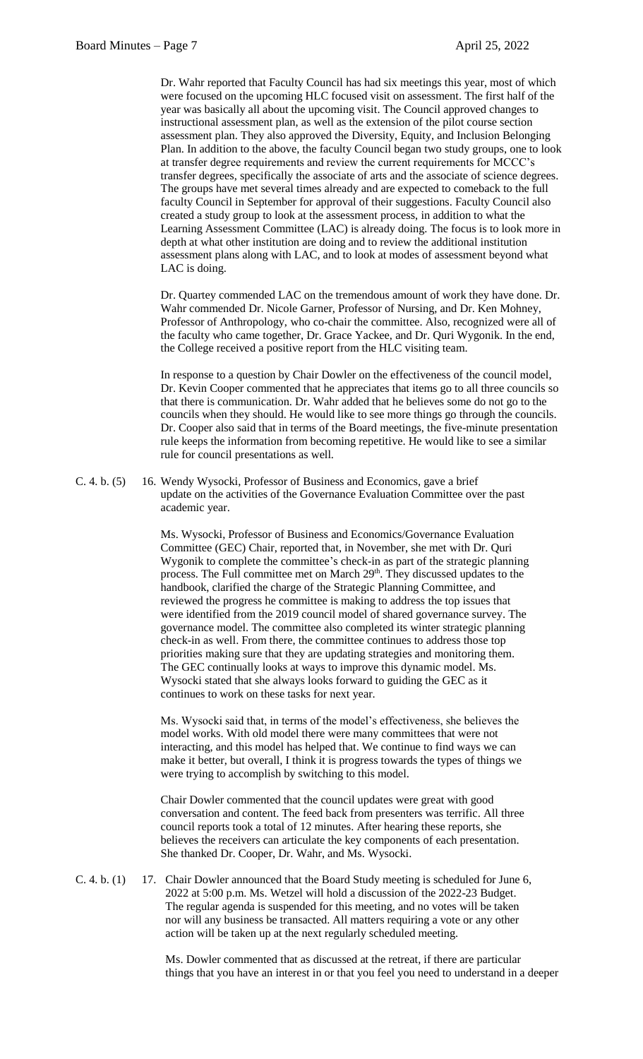Dr. Wahr reported that Faculty Council has had six meetings this year, most of which were focused on the upcoming HLC focused visit on assessment. The first half of the year was basically all about the upcoming visit. The Council approved changes to instructional assessment plan, as well as the extension of the pilot course section assessment plan. They also approved the Diversity, Equity, and Inclusion Belonging Plan. In addition to the above, the faculty Council began two study groups, one to look at transfer degree requirements and review the current requirements for MCCC's transfer degrees, specifically the associate of arts and the associate of science degrees. The groups have met several times already and are expected to comeback to the full faculty Council in September for approval of their suggestions. Faculty Council also created a study group to look at the assessment process, in addition to what the Learning Assessment Committee (LAC) is already doing. The focus is to look more in depth at what other institution are doing and to review the additional institution assessment plans along with LAC, and to look at modes of assessment beyond what LAC is doing.

Dr. Quartey commended LAC on the tremendous amount of work they have done. Dr. Wahr commended Dr. Nicole Garner, Professor of Nursing, and Dr. Ken Mohney, Professor of Anthropology, who co-chair the committee. Also, recognized were all of the faculty who came together, Dr. Grace Yackee, and Dr. Quri Wygonik. In the end, the College received a positive report from the HLC visiting team.

In response to a question by Chair Dowler on the effectiveness of the council model, Dr. Kevin Cooper commented that he appreciates that items go to all three councils so that there is communication. Dr. Wahr added that he believes some do not go to the councils when they should. He would like to see more things go through the councils. Dr. Cooper also said that in terms of the Board meetings, the five-minute presentation rule keeps the information from becoming repetitive. He would like to see a similar rule for council presentations as well.

C. 4. b. (5) 16. Wendy Wysocki, Professor of Business and Economics, gave a brief update on the activities of the Governance Evaluation Committee over the past academic year.

Ms. Wysocki, Professor of Business and Economics/Governance Evaluation Committee (GEC) Chair, reported that, in November, she met with Dr. Quri Wygonik to complete the committee's check-in as part of the strategic planning process. The Full committee met on March 29th. They discussed updates to the handbook, clarified the charge of the Strategic Planning Committee, and reviewed the progress he committee is making to address the top issues that were identified from the 2019 council model of shared governance survey. The governance model. The committee also completed its winter strategic planning check-in as well. From there, the committee continues to address those top priorities making sure that they are updating strategies and monitoring them. The GEC continually looks at ways to improve this dynamic model. Ms. Wysocki stated that she always looks forward to guiding the GEC as it continues to work on these tasks for next year.

Ms. Wysocki said that, in terms of the model's effectiveness, she believes the model works. With old model there were many committees that were not interacting, and this model has helped that. We continue to find ways we can make it better, but overall, I think it is progress towards the types of things we were trying to accomplish by switching to this model.

Chair Dowler commented that the council updates were great with good conversation and content. The feed back from presenters was terrific. All three council reports took a total of 12 minutes. After hearing these reports, she believes the receivers can articulate the key components of each presentation. She thanked Dr. Cooper, Dr. Wahr, and Ms. Wysocki.

C. 4. b. (1) 17. Chair Dowler announced that the Board Study meeting is scheduled for June 6, 2022 at 5:00 p.m. Ms. Wetzel will hold a discussion of the 2022-23 Budget. The regular agenda is suspended for this meeting, and no votes will be taken nor will any business be transacted. All matters requiring a vote or any other action will be taken up at the next regularly scheduled meeting.

Ms. Dowler commented that as discussed at the retreat, if there are particular things that you have an interest in or that you feel you need to understand in a deeper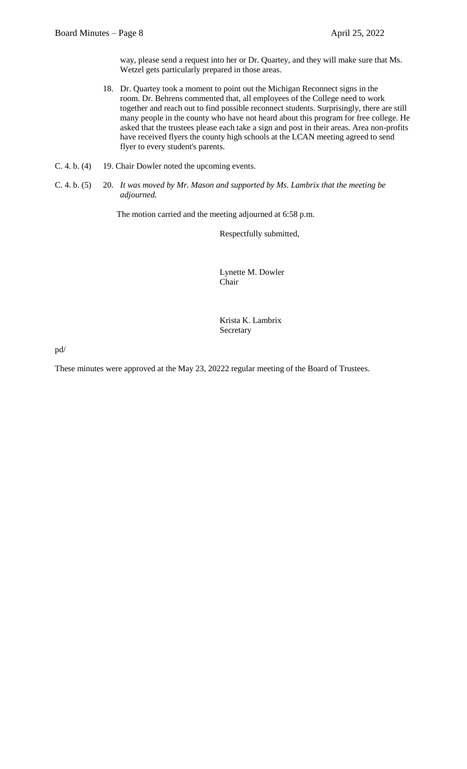way, please send a request into her or Dr. Quartey, and they will make sure that Ms. Wetzel gets particularly prepared in those areas.

18. Dr. Quartey took a moment to point out the Michigan Reconnect signs in the room. Dr. Behrens commented that, all employees of the College need to work together and reach out to find possible reconnect students. Surprisingly, there are still many people in the county who have not heard about this program for free college. He asked that the trustees please each take a sign and post in their areas. Area non-profits have received flyers the county high schools at the LCAN meeting agreed to send flyer to every student's parents.

C. 4. b. (4) 19. Chair Dowler noted the upcoming events.

C. 4. b. (5) 20. *It was moved by Mr. Mason and supported by Ms. Lambrix that the meeting be adjourned.*

The motion carried and the meeting adjourned at 6:58 p.m.

Respectfully submitted,

Lynette M. Dowler
Chair

Krista K. Lambrix
Secretary

pd/

These minutes were approved at the May 23, 20222 regular meeting of the Board of Trustees.